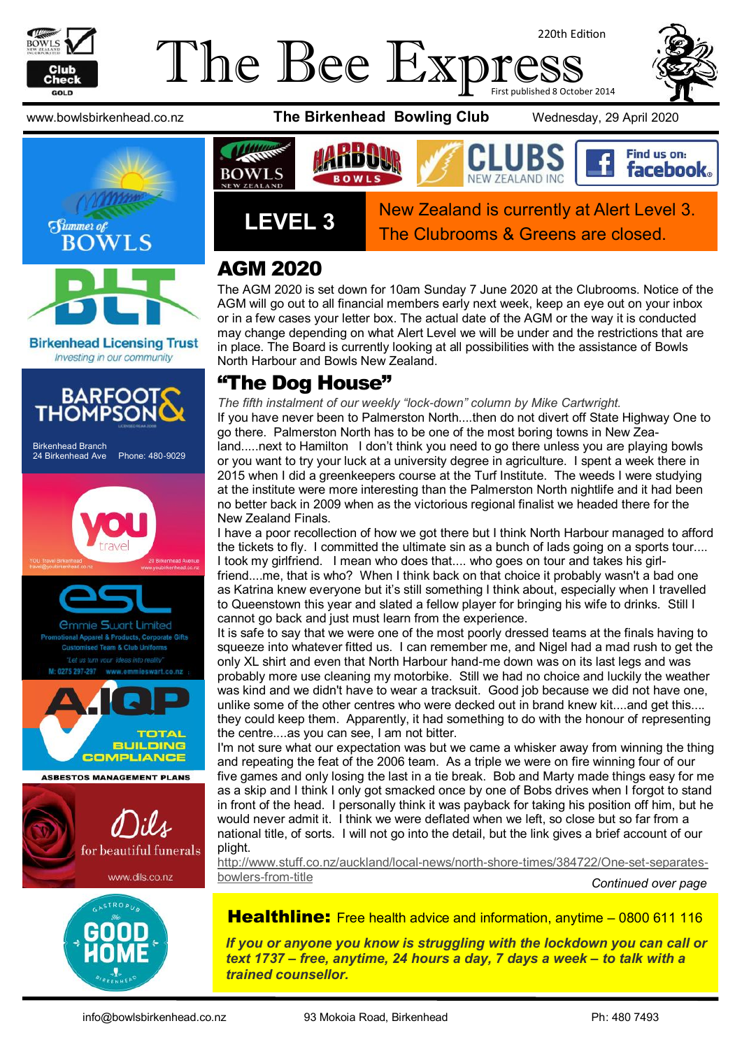# The Bee Express

220th Edition

First published 8 October 2014

www.bowlsbirkenhead.co.nz **The Birkenhead Bowling Club** Wednesday, 29 April 2020

**LEVEL 3**

New Zealand is currently at Alert Level 3.
The Clubrooms & Greens are closed.

## AGM 2020

The AGM 2020 is set down for 10am Sunday 7 June 2020 at the Clubrooms. Notice of the AGM will go out to all financial members early next week, keep an eye out on your inbox or in a few cases your letter box. The actual date of the AGM or the way it is conducted may change depending on what Alert Level we will be under and the restrictions that are in place. The Board is currently looking at all possibilities with the assistance of Bowls North Harbour and Bowls New Zealand.

## "The Dog House"

*The fifth instalment of our weekly "lock-down" column by Mike Cartwright.*

If you have never been to Palmerston North....then do not divert off State Highway One to go there. Palmerston North has to be one of the most boring towns in New Zealand.....next to Hamilton I don't think you need to go there unless you are playing bowls or you want to try your luck at a university degree in agriculture. I spent a week there in 2015 when I did a greenkeepers course at the Turf Institute. The weeds I were studying at the institute were more interesting than the Palmerston North nightlife and it had been no better back in 2009 when as the victorious regional finalist we headed there for the New Zealand Finals.

I have a poor recollection of how we got there but I think North Harbour managed to afford the tickets to fly. I committed the ultimate sin as a bunch of lads going on a sports tour.... I took my girlfriend. I mean who does that.... who goes on tour and takes his girlfriend....me, that is who? When I think back on that choice it probably wasn't a bad one as Katrina knew everyone but it's still something I think about, especially when I travelled to Queenstown this year and slated a fellow player for bringing his wife to drinks. Still I cannot go back and just must learn from the experience.

It is safe to say that we were one of the most poorly dressed teams at the finals having to squeeze into whatever fitted us. I can remember me, and Nigel had a mad rush to get the only XL shirt and even that North Harbour hand-me down was on its last legs and was probably more use cleaning my motorbike. Still we had no choice and luckily the weather was kind and we didn't have to wear a tracksuit. Good job because we did not have one, unlike some of the other centres who were decked out in brand knew kit....and get this.... they could keep them. Apparently, it had something to do with the honour of representing the centre....as you can see, I am not bitter.

I'm not sure what our expectation was but we came a whisker away from winning the thing and repeating the feat of the 2006 team. As a triple we were on fire winning four of our five games and only losing the last in a tie break. Bob and Marty made things easy for me as a skip and I think I only got smacked once by one of Bobs drives when I forgot to stand in front of the head. I personally think it was payback for taking his position off him, but he would never admit it. I think we were deflated when we left, so close but so far from a national title, of sorts. I will not go into the detail, but the link gives a brief account of our plight.

http://www.stuff.co.nz/auckland/local-news/north-shore-times/384722/One-set-separates-bowlers-from-title

*Continued over page*

**Healthline:** Free health advice and information, anytime – 0800 611 116

***If you or anyone you know is struggling with the lockdown you can call or text 1737 – free, anytime, 24 hours a day, 7 days a week – to talk with a trained counsellor.***

Birkenhead Licensing Trust — *Investing in our community*

Barfoot & Thompson — Birkenhead Branch, 24 Birkenhead Ave, Phone: 480-9029

You Travel — 20 Birkenhead Avenue

Emmie Swart Limited — Promotional Apparel & Products, Corporate Gifts, Customised Team & Club Uniforms — "Let us turn your ideas into reality" — M: 0275 297-297 www.emmieswart.co.nz

A.IQP — Total Building Compliance — Asbestos Management Plans

Dils — for beautiful funerals — www.dils.co.nz

Gastropub The Good Home Birkenhead

info@bowlsbirkenhead.co.nz 93 Mokoia Road, Birkenhead Ph: 480 7493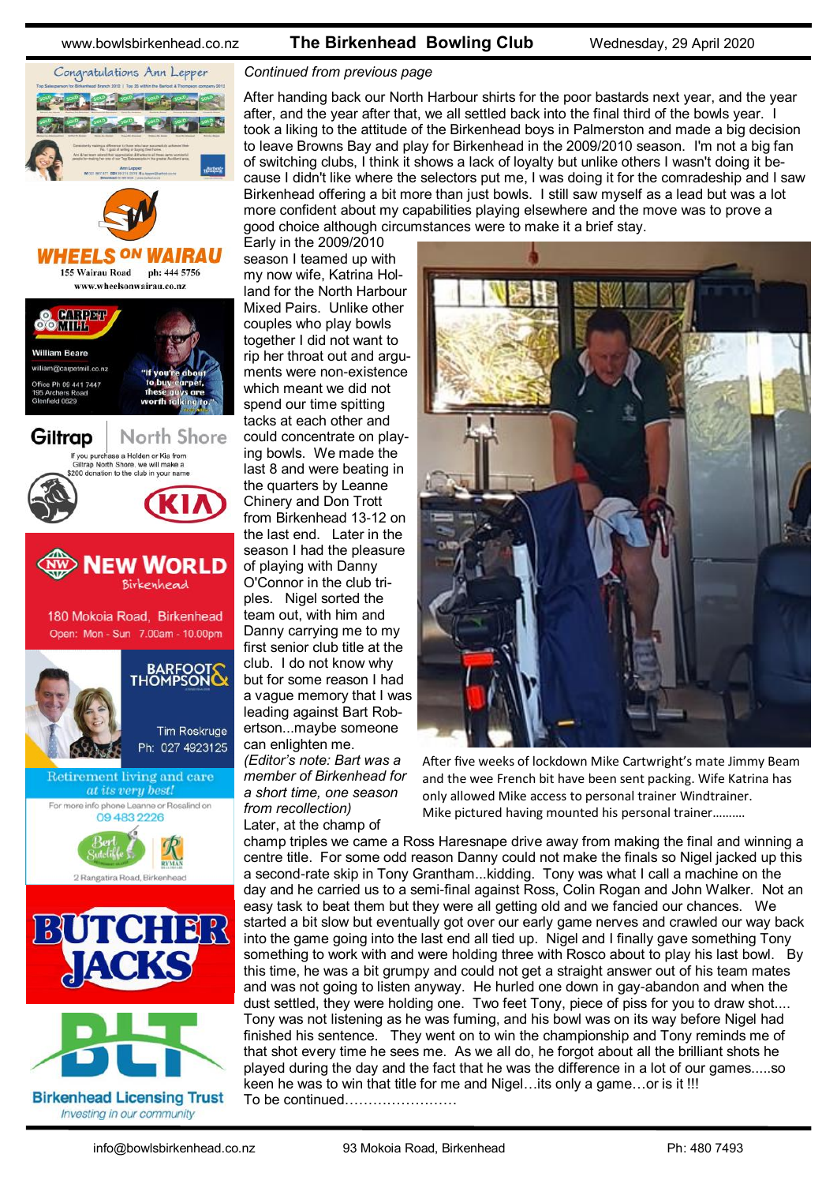*Continued from previous page*

After handing back our North Harbour shirts for the poor bastards next year, and the year after, and the year after that, we all settled back into the final third of the bowls year. I took a liking to the attitude of the Birkenhead boys in Palmerston and made a big decision to leave Browns Bay and play for Birkenhead in the 2009/2010 season. I'm not a big fan of switching clubs, I think it shows a lack of loyalty but unlike others I wasn't doing it because I didn't like where the selectors put me, I was doing it for the comradeship and I saw Birkenhead offering a bit more than just bowls. I still saw myself as a lead but was a lot more confident about my capabilities playing elsewhere and the move was to prove a good choice although circumstances were to make it a brief stay.

Early in the 2009/2010 season I teamed up with my now wife, Katrina Holland for the North Harbour Mixed Pairs. Unlike other couples who play bowls together I did not want to rip her throat out and arguments were non-existence which meant we did not spend our time spitting tacks at each other and could concentrate on playing bowls. We made the last 8 and were beating in the quarters by Leanne Chinery and Don Trott from Birkenhead 13-12 on the last end. Later in the season I had the pleasure of playing with Danny O'Connor in the club triples. Nigel sorted the team out, with him and Danny carrying me to my first senior club title at the club. I do not know why but for some reason I had a vague memory that I was leading against Bart Robertson...maybe someone can enlighten me.

*(Editor's note: Bart was a member of Birkenhead for a short time, one season from recollection)*

After five weeks of lockdown Mike Cartwright's mate Jimmy Beam and the wee French bit have been sent packing. Wife Katrina has only allowed Mike access to personal trainer Windtrainer. Mike pictured having mounted his personal trainer……….

Later, at the champ of champ triples we came a Ross Haresnape drive away from making the final and winning a centre title. For some odd reason Danny could not make the finals so Nigel jacked up this a second-rate skip in Tony Grantham...kidding. Tony was what I call a machine on the day and he carried us to a semi-final against Ross, Colin Rogan and John Walker. Not an easy task to beat them but they were all getting old and we fancied our chances. We started a bit slow but eventually got over our early game nerves and crawled our way back into the game going into the last end all tied up. Nigel and I finally gave something Tony something to work with and were holding three with Rosco about to play his last bowl. By this time, he was a bit grumpy and could not get a straight answer out of his team mates and was not going to listen anyway. He hurled one down in gay-abandon and when the dust settled, they were holding one. Two feet Tony, piece of piss for you to draw shot.... Tony was not listening as he was fuming, and his bowl was on its way before Nigel had finished his sentence. They went on to win the championship and Tony reminds me of that shot every time he sees me. As we all do, he forgot about all the brilliant shots he played during the day and the fact that he was the difference in a lot of our games.....so keen he was to win that title for me and Nigel…its only a game…or is it !!!

To be continued……………………